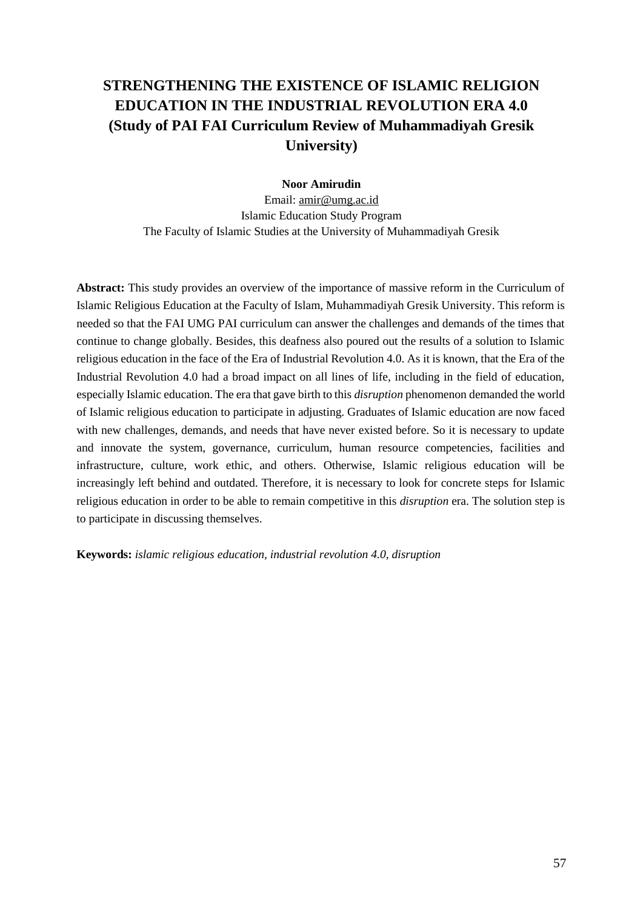# STRENGTHENING THE EXISTENCE OF ISLAMIC RELIGION EDUCATION IN THE INDUSTRIAL REVOLUTION ERA 4.0 (Study of PAI FAI Curriculum Review of Muhammadiyah Gresik University)

**Noor Amirudin**

Email: amir@umg.ac.id

Islamic Education Study Program

The Faculty of Islamic Studies at the University of Muhammadiyah Gresik

**Abstract:** This study provides an overview of the importance of massive reform in the Curriculum of Islamic Religious Education at the Faculty of Islam, Muhammadiyah Gresik University. This reform is needed so that the FAI UMG PAI curriculum can answer the challenges and demands of the times that continue to change globally. Besides, this deafness also poured out the results of a solution to Islamic religious education in the face of the Era of Industrial Revolution 4.0. As it is known, that the Era of the Industrial Revolution 4.0 had a broad impact on all lines of life, including in the field of education, especially Islamic education. The era that gave birth to this *disruption* phenomenon demanded the world of Islamic religious education to participate in adjusting. Graduates of Islamic education are now faced with new challenges, demands, and needs that have never existed before. So it is necessary to update and innovate the system, governance, curriculum, human resource competencies, facilities and infrastructure, culture, work ethic, and others. Otherwise, Islamic religious education will be increasingly left behind and outdated. Therefore, it is necessary to look for concrete steps for Islamic religious education in order to be able to remain competitive in this *disruption* era. The solution step is to participate in discussing themselves.

**Keywords:** *islamic religious education, industrial revolution 4.0, disruption*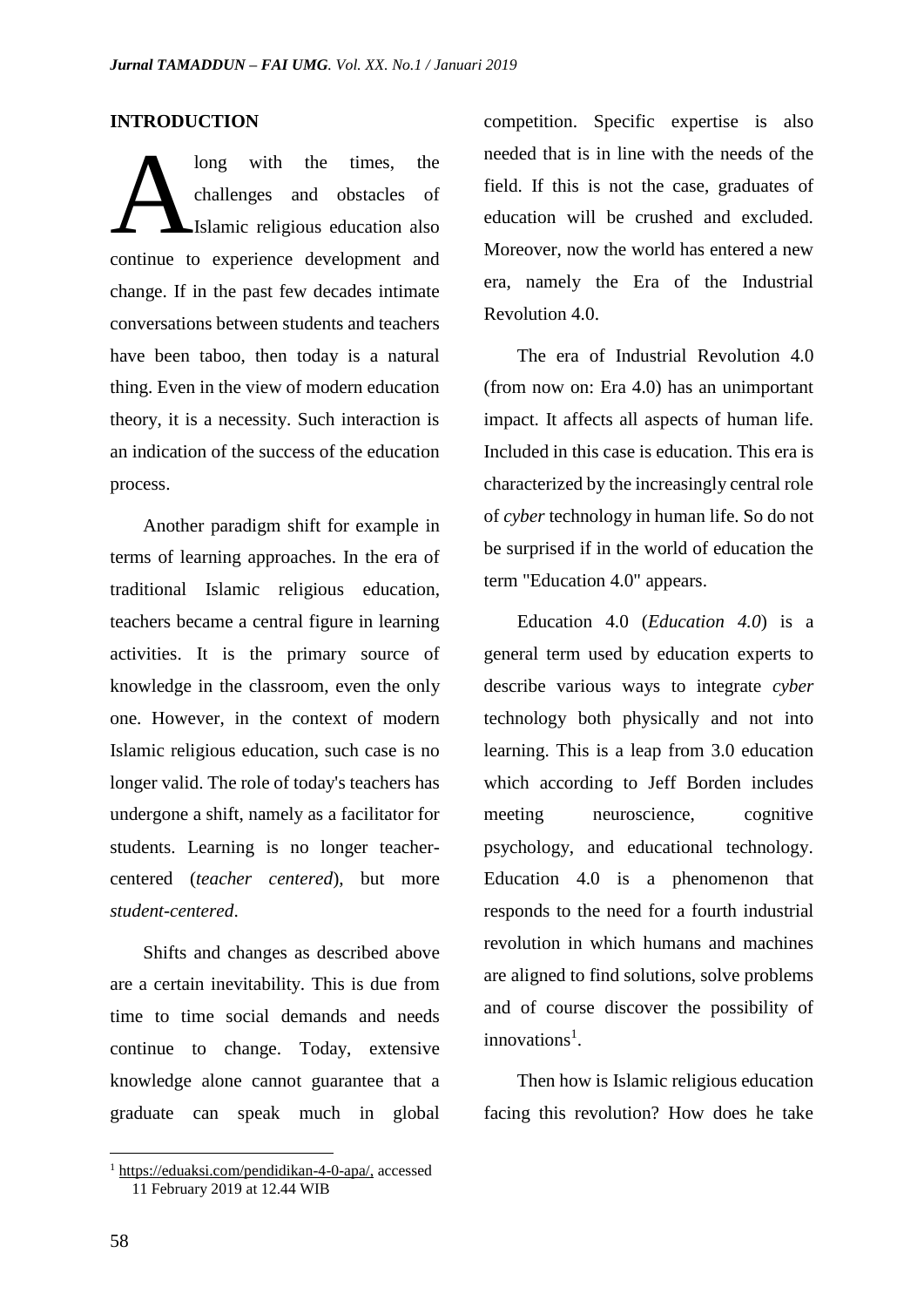## INTRODUCTION

Along with the times, the challenges and obstacles of Islamic religious education also continue to experience development and change. If in the past few decades intimate conversations between students and teachers have been taboo, then today is a natural thing. Even in the view of modern education theory, it is a necessity. Such interaction is an indication of the success of the education process.

Another paradigm shift for example in terms of learning approaches. In the era of traditional Islamic religious education, teachers became a central figure in learning activities. It is the primary source of knowledge in the classroom, even the only one. However, in the context of modern Islamic religious education, such case is no longer valid. The role of today's teachers has undergone a shift, namely as a facilitator for students. Learning is no longer teacher-centered (*teacher centered*), but more *student-centered*.

Shifts and changes as described above are a certain inevitability. This is due from time to time social demands and needs continue to change. Today, extensive knowledge alone cannot guarantee that a graduate can speak much in global competition. Specific expertise is also needed that is in line with the needs of the field. If this is not the case, graduates of education will be crushed and excluded. Moreover, now the world has entered a new era, namely the Era of the Industrial Revolution 4.0.

The era of Industrial Revolution 4.0 (from now on: Era 4.0) has an unimportant impact. It affects all aspects of human life. Included in this case is education. This era is characterized by the increasingly central role of *cyber* technology in human life. So do not be surprised if in the world of education the term "Education 4.0" appears.

Education 4.0 (*Education 4.0*) is a general term used by education experts to describe various ways to integrate *cyber* technology both physically and not into learning. This is a leap from 3.0 education which according to Jeff Borden includes meeting neuroscience, cognitive psychology, and educational technology. Education 4.0 is a phenomenon that responds to the need for a fourth industrial revolution in which humans and machines are aligned to find solutions, solve problems and of course discover the possibility of innovations[1].

Then how is Islamic religious education facing this revolution? How does he take

[1] https://eduaksi.com/pendidikan-4-0-apa/, accessed 11 February 2019 at 12.44 WIB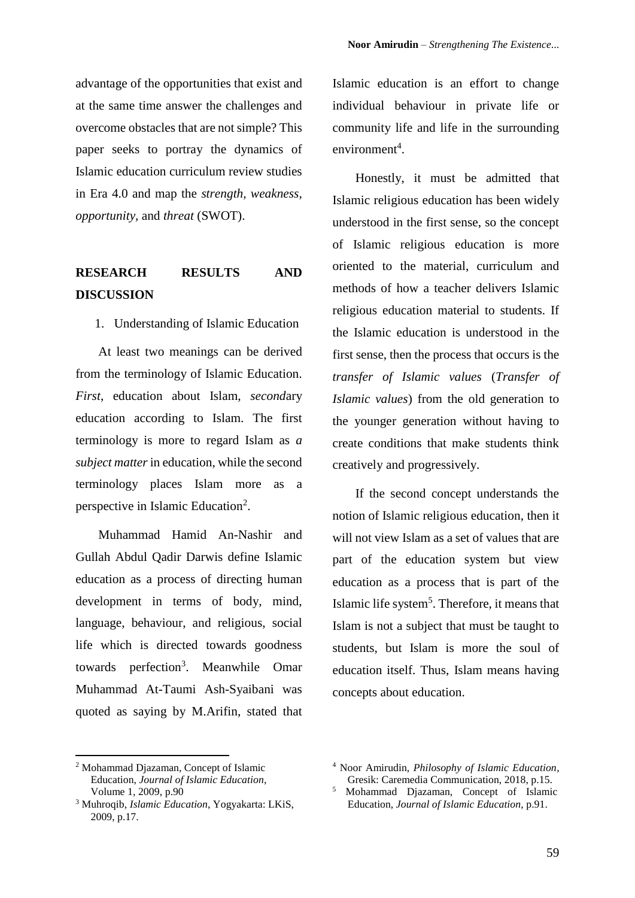advantage of the opportunities that exist and at the same time answer the challenges and overcome obstacles that are not simple? This paper seeks to portray the dynamics of Islamic education curriculum review studies in Era 4.0 and map the *strength*, *weakness*, *opportunity*, and *threat* (SWOT).

## RESEARCH RESULTS AND DISCUSSION

1. Understanding of Islamic Education

At least two meanings can be derived from the terminology of Islamic Education. *First*, education about Islam, *second*ary education according to Islam. The first terminology is more to regard Islam as *a subject matter* in education, while the second terminology places Islam more as a perspective in Islamic Education[2].

Muhammad Hamid An-Nashir and Gullah Abdul Qadir Darwis define Islamic education as a process of directing human development in terms of body, mind, language, behaviour, and religious, social life which is directed towards goodness towards perfection[3]. Meanwhile Omar Muhammad At-Taumi Ash-Syaibani was quoted as saying by M.Arifin, stated that Islamic education is an effort to change individual behaviour in private life or community life and life in the surrounding environment[4].

Honestly, it must be admitted that Islamic religious education has been widely understood in the first sense, so the concept of Islamic religious education is more oriented to the material, curriculum and methods of how a teacher delivers Islamic religious education material to students. If the Islamic education is understood in the first sense, then the process that occurs is the *transfer of Islamic values* (*Transfer of Islamic values*) from the old generation to the younger generation without having to create conditions that make students think creatively and progressively.

If the second concept understands the notion of Islamic religious education, then it will not view Islam as a set of values that are part of the education system but view education as a process that is part of the Islamic life system[5]. Therefore, it means that Islam is not a subject that must be taught to students, but Islam is more the soul of education itself. Thus, Islam means having concepts about education.

---

[2] Mohammad Djazaman, Concept of Islamic Education, *Journal of Islamic Education*, Volume 1, 2009, p.90

[3] Muhroqib, *Islamic Education*, Yogyakarta: LKiS, 2009, p.17.

[4] Noor Amirudin, *Philosophy of Islamic Education*, Gresik: Caremedia Communication, 2018, p.15.

[5] Mohammad Djazaman, Concept of Islamic Education, *Journal of Islamic Education*, p.91.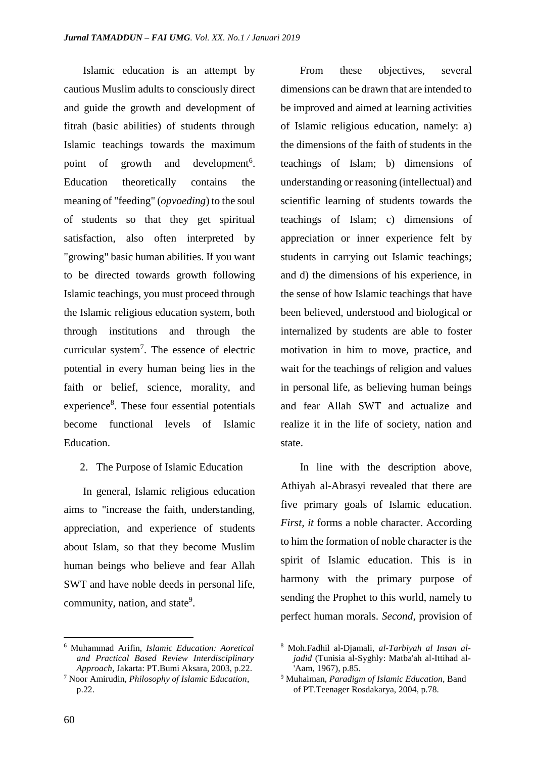Islamic education is an attempt by cautious Muslim adults to consciously direct and guide the growth and development of fitrah (basic abilities) of students through Islamic teachings towards the maximum point of growth and development[6]. Education theoretically contains the meaning of "feeding" (*opvoeding*) to the soul of students so that they get spiritual satisfaction, also often interpreted by "growing" basic human abilities. If you want to be directed towards growth following Islamic teachings, you must proceed through the Islamic religious education system, both through institutions and through the curricular system[7]. The essence of electric potential in every human being lies in the faith or belief, science, morality, and experience[8]. These four essential potentials become functional levels of Islamic Education.

2. The Purpose of Islamic Education

In general, Islamic religious education aims to "increase the faith, understanding, appreciation, and experience of students about Islam, so that they become Muslim human beings who believe and fear Allah SWT and have noble deeds in personal life, community, nation, and state[9].

From these objectives, several dimensions can be drawn that are intended to be improved and aimed at learning activities of Islamic religious education, namely: a) the dimensions of the faith of students in the teachings of Islam; b) dimensions of understanding or reasoning (intellectual) and scientific learning of students towards the teachings of Islam; c) dimensions of appreciation or inner experience felt by students in carrying out Islamic teachings; and d) the dimensions of his experience, in the sense of how Islamic teachings that have been believed, understood and biological or internalized by students are able to foster motivation in him to move, practice, and wait for the teachings of religion and values in personal life, as believing human beings and fear Allah SWT and actualize and realize it in the life of society, nation and state.

In line with the description above, Athiyah al-Abrasyi revealed that there are five primary goals of Islamic education. *First, it* forms a noble character. According to him the formation of noble character is the spirit of Islamic education. This is in harmony with the primary purpose of sending the Prophet to this world, namely to perfect human morals. *Second,* provision of

---

[6] Muhammad Arifin, *Islamic Education: Aoretical and Practical Based Review Interdisciplinary Approach*, Jakarta: PT.Bumi Aksara, 2003, p.22.

[7] Noor Amirudin, *Philosophy of Islamic Education*, p.22.

[8] Moh.Fadhil al-Djamali, *al-Tarbiyah al Insan al-jadid* (Tunisia al-Syghly: Matba'ah al-Ittihad al-'Aam, 1967), p.85.

[9] Muhaiman, *Paradigm of Islamic Education*, Band of PT.Teenager Rosdakarya, 2004, p.78.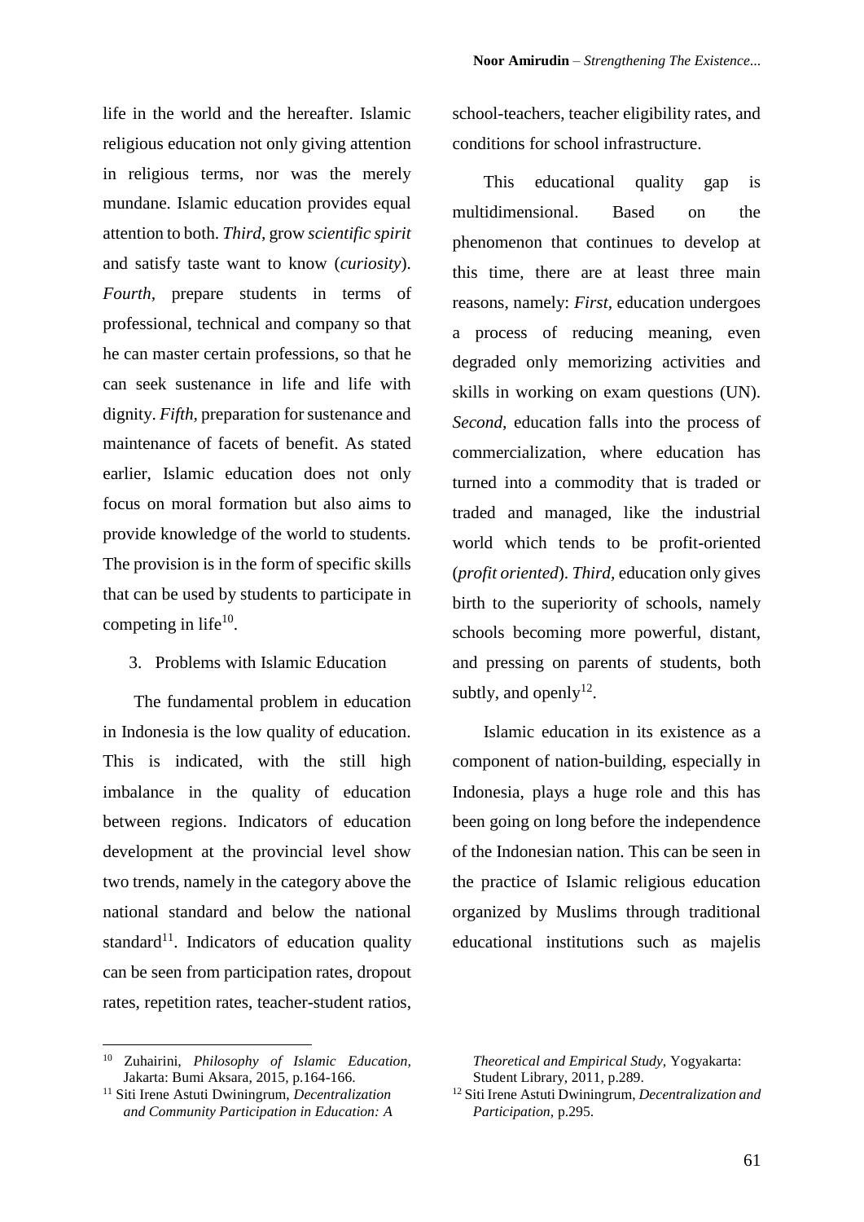life in the world and the hereafter. Islamic religious education not only giving attention in religious terms, nor was the merely mundane. Islamic education provides equal attention to both. *Third*, grow *scientific spirit* and satisfy taste want to know (*curiosity*). *Fourth*, prepare students in terms of professional, technical and company so that he can master certain professions, so that he can seek sustenance in life and life with dignity. *Fifth*, preparation for sustenance and maintenance of facets of benefit. As stated earlier, Islamic education does not only focus on moral formation but also aims to provide knowledge of the world to students. The provision is in the form of specific skills that can be used by students to participate in competing in life[10].

### 3. Problems with Islamic Education

The fundamental problem in education in Indonesia is the low quality of education. This is indicated, with the still high imbalance in the quality of education between regions. Indicators of education development at the provincial level show two trends, namely in the category above the national standard and below the national standard[11]. Indicators of education quality can be seen from participation rates, dropout rates, repetition rates, teacher-student ratios, school-teachers, teacher eligibility rates, and conditions for school infrastructure.

This educational quality gap is multidimensional. Based on the phenomenon that continues to develop at this time, there are at least three main reasons, namely: *First*, education undergoes a process of reducing meaning, even degraded only memorizing activities and skills in working on exam questions (UN). *Second*, education falls into the process of commercialization, where education has turned into a commodity that is traded or traded and managed, like the industrial world which tends to be profit-oriented (*profit oriented*). *Third*, education only gives birth to the superiority of schools, namely schools becoming more powerful, distant, and pressing on parents of students, both subtly, and openly[12].

Islamic education in its existence as a component of nation-building, especially in Indonesia, plays a huge role and this has been going on long before the independence of the Indonesian nation. This can be seen in the practice of Islamic religious education organized by Muslims through traditional educational institutions such as majelis

---

[10] Zuhairini, *Philosophy of Islamic Education*, Jakarta: Bumi Aksara, 2015, p.164-166.

[11] Siti Irene Astuti Dwiningrum, *Decentralization and Community Participation in Education: A Theoretical and Empirical Study*, Yogyakarta: Student Library, 2011, p.289.

[12] Siti Irene Astuti Dwiningrum, *Decentralization and Participation*, p.295.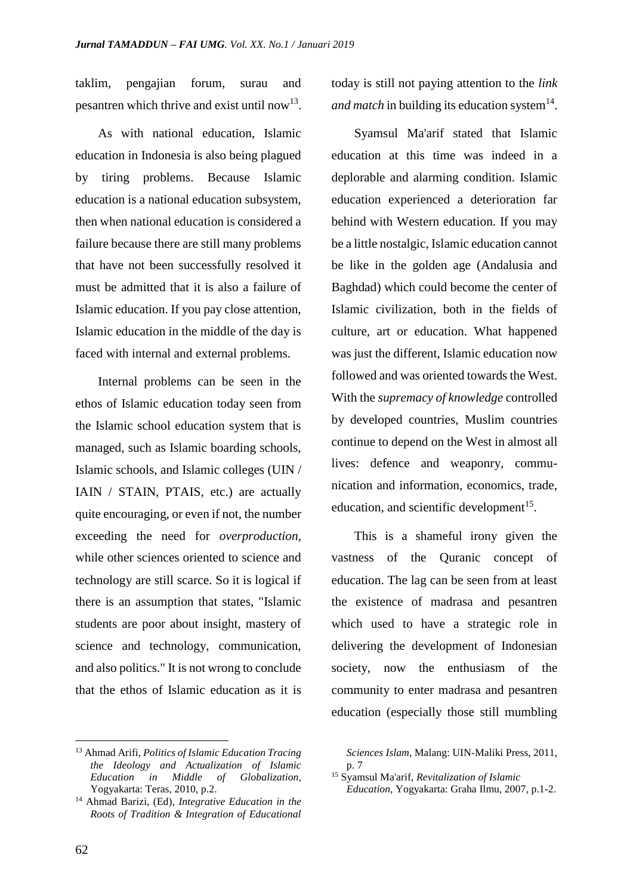taklim, pengajian forum, surau and pesantren which thrive and exist until now[13].

As with national education, Islamic education in Indonesia is also being plagued by tiring problems. Because Islamic education is a national education subsystem, then when national education is considered a failure because there are still many problems that have not been successfully resolved it must be admitted that it is also a failure of Islamic education. If you pay close attention, Islamic education in the middle of the day is faced with internal and external problems.

Internal problems can be seen in the ethos of Islamic education today seen from the Islamic school education system that is managed, such as Islamic boarding schools, Islamic schools, and Islamic colleges (UIN / IAIN / STAIN, PTAIS, etc.) are actually quite encouraging, or even if not, the number exceeding the need for *overproduction*, while other sciences oriented to science and technology are still scarce. So it is logical if there is an assumption that states, "Islamic students are poor about insight, mastery of science and technology, communication, and also politics." It is not wrong to conclude that the ethos of Islamic education as it is today is still not paying attention to the *link and match* in building its education system[14].

Syamsul Ma'arif stated that Islamic education at this time was indeed in a deplorable and alarming condition. Islamic education experienced a deterioration far behind with Western education. If you may be a little nostalgic, Islamic education cannot be like in the golden age (Andalusia and Baghdad) which could become the center of Islamic civilization, both in the fields of culture, art or education. What happened was just the different, Islamic education now followed and was oriented towards the West. With the *supremacy of knowledge* controlled by developed countries, Muslim countries continue to depend on the West in almost all lives: defence and weaponry, communication and information, economics, trade, education, and scientific development[15].

This is a shameful irony given the vastness of the Quranic concept of education. The lag can be seen from at least the existence of madrasa and pesantren which used to have a strategic role in delivering the development of Indonesian society, now the enthusiasm of the community to enter madrasa and pesantren education (especially those still mumbling

---

[13] Ahmad Arifi, *Politics of Islamic Education Tracing the Ideology and Actualization of Islamic Education in Middle of Globalization*, Yogyakarta: Teras, 2010, p.2.

[14] Ahmad Barizi, (Ed), *Integrative Education in the Roots of Tradition & Integration of Educational Sciences Islam*, Malang: UIN-Maliki Press, 2011, p. 7

[15] Syamsul Ma'arif, *Revitalization of Islamic Education*, Yogyakarta: Graha Ilmu, 2007, p.1-2.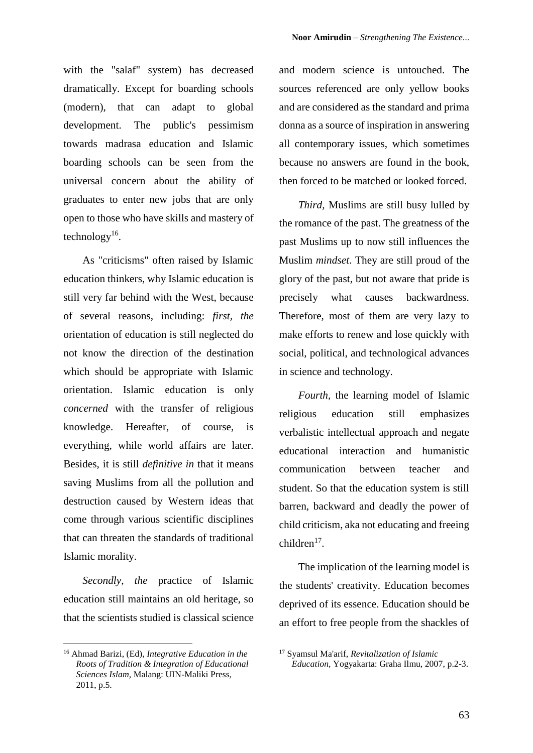with the "salaf" system) has decreased dramatically. Except for boarding schools (modern), that can adapt to global development. The public's pessimism towards madrasa education and Islamic boarding schools can be seen from the universal concern about the ability of graduates to enter new jobs that are only open to those who have skills and mastery of technology[16].

As "criticisms" often raised by Islamic education thinkers, why Islamic education is still very far behind with the West, because of several reasons, including: *first, the* orientation of education is still neglected do not know the direction of the destination which should be appropriate with Islamic orientation. Islamic education is only *concerned* with the transfer of religious knowledge. Hereafter, of course, is everything, while world affairs are later. Besides, it is still *definitive in* that it means saving Muslims from all the pollution and destruction caused by Western ideas that come through various scientific disciplines that can threaten the standards of traditional Islamic morality.

*Secondly, the* practice of Islamic education still maintains an old heritage, so that the scientists studied is classical science and modern science is untouched. The sources referenced are only yellow books and are considered as the standard and prima donna as a source of inspiration in answering all contemporary issues, which sometimes because no answers are found in the book, then forced to be matched or looked forced.

*Third*, Muslims are still busy lulled by the romance of the past. The greatness of the past Muslims up to now still influences the Muslim *mindset*. They are still proud of the glory of the past, but not aware that pride is precisely what causes backwardness. Therefore, most of them are very lazy to make efforts to renew and lose quickly with social, political, and technological advances in science and technology.

*Fourth*, the learning model of Islamic religious education still emphasizes verbalistic intellectual approach and negate educational interaction and humanistic communication between teacher and student. So that the education system is still barren, backward and deadly the power of child criticism, aka not educating and freeing children[17].

The implication of the learning model is the students' creativity. Education becomes deprived of its essence. Education should be an effort to free people from the shackles of

---

[16] Ahmad Barizi, (Ed), *Integrative Education in the Roots of Tradition & Integration of Educational Sciences Islam*, Malang: UIN-Maliki Press, 2011, p.5.

[17] Syamsul Ma'arif, *Revitalization of Islamic Education*, Yogyakarta: Graha Ilmu, 2007, p.2-3.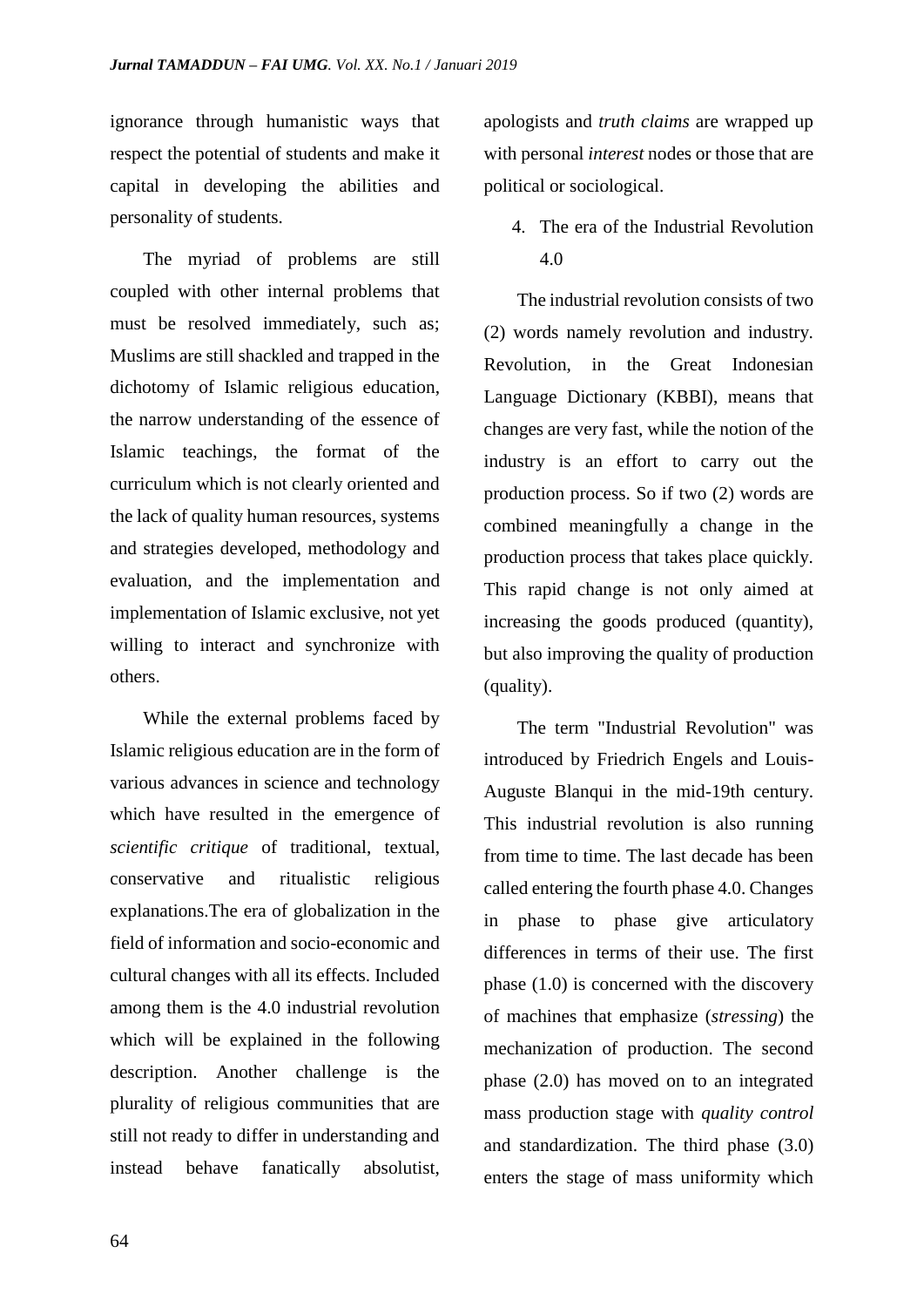ignorance through humanistic ways that respect the potential of students and make it capital in developing the abilities and personality of students.

The myriad of problems are still coupled with other internal problems that must be resolved immediately, such as; Muslims are still shackled and trapped in the dichotomy of Islamic religious education, the narrow understanding of the essence of Islamic teachings, the format of the curriculum which is not clearly oriented and the lack of quality human resources, systems and strategies developed, methodology and evaluation, and the implementation and implementation of Islamic exclusive, not yet willing to interact and synchronize with others.

While the external problems faced by Islamic religious education are in the form of various advances in science and technology which have resulted in the emergence of *scientific critique* of traditional, textual, conservative and ritualistic religious explanations.The era of globalization in the field of information and socio-economic and cultural changes with all its effects. Included among them is the 4.0 industrial revolution which will be explained in the following description. Another challenge is the plurality of religious communities that are still not ready to differ in understanding and instead behave fanatically absolutist, apologists and *truth claims* are wrapped up with personal *interest* nodes or those that are political or sociological.

4. The era of the Industrial Revolution 4.0

The industrial revolution consists of two (2) words namely revolution and industry. Revolution, in the Great Indonesian Language Dictionary (KBBI), means that changes are very fast, while the notion of the industry is an effort to carry out the production process. So if two (2) words are combined meaningfully a change in the production process that takes place quickly. This rapid change is not only aimed at increasing the goods produced (quantity), but also improving the quality of production (quality).

The term "Industrial Revolution" was introduced by Friedrich Engels and Louis-Auguste Blanqui in the mid-19th century. This industrial revolution is also running from time to time. The last decade has been called entering the fourth phase 4.0. Changes in phase to phase give articulatory differences in terms of their use. The first phase (1.0) is concerned with the discovery of machines that emphasize (*stressing*) the mechanization of production. The second phase (2.0) has moved on to an integrated mass production stage with *quality control* and standardization. The third phase (3.0) enters the stage of mass uniformity which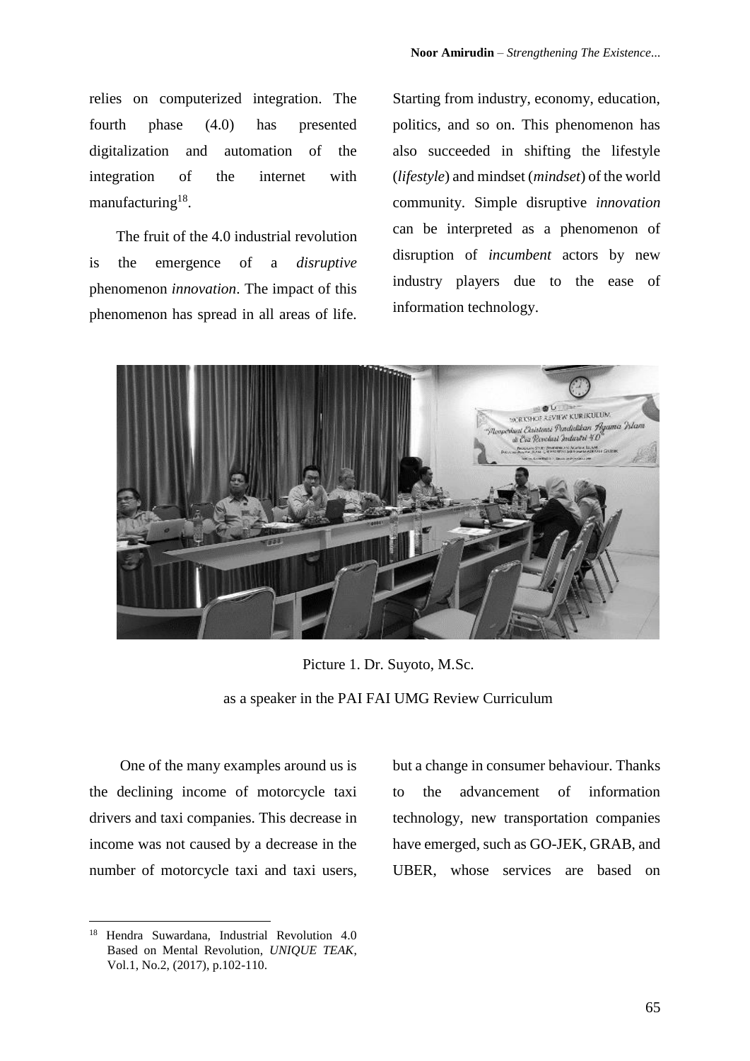relies on computerized integration. The fourth phase (4.0) has presented digitalization and automation of the integration of the internet with manufacturing[18].

The fruit of the 4.0 industrial revolution is the emergence of a *disruptive* phenomenon *innovation*. The impact of this phenomenon has spread in all areas of life. Starting from industry, economy, education, politics, and so on. This phenomenon has also succeeded in shifting the lifestyle (*lifestyle*) and mindset (*mindset*) of the world community. Simple disruptive *innovation* can be interpreted as a phenomenon of disruption of *incumbent* actors by new industry players due to the ease of information technology.

Picture 1. Dr. Suyoto, M.Sc.

as a speaker in the PAI FAI UMG Review Curriculum

One of the many examples around us is the declining income of motorcycle taxi drivers and taxi companies. This decrease in income was not caused by a decrease in the number of motorcycle taxi and taxi users, but a change in consumer behaviour. Thanks to the advancement of information technology, new transportation companies have emerged, such as GO-JEK, GRAB, and UBER, whose services are based on

---

[18] Hendra Suwardana, Industrial Revolution 4.0 Based on Mental Revolution, *UNIQUE TEAK*, Vol.1, No.2, (2017), p.102-110.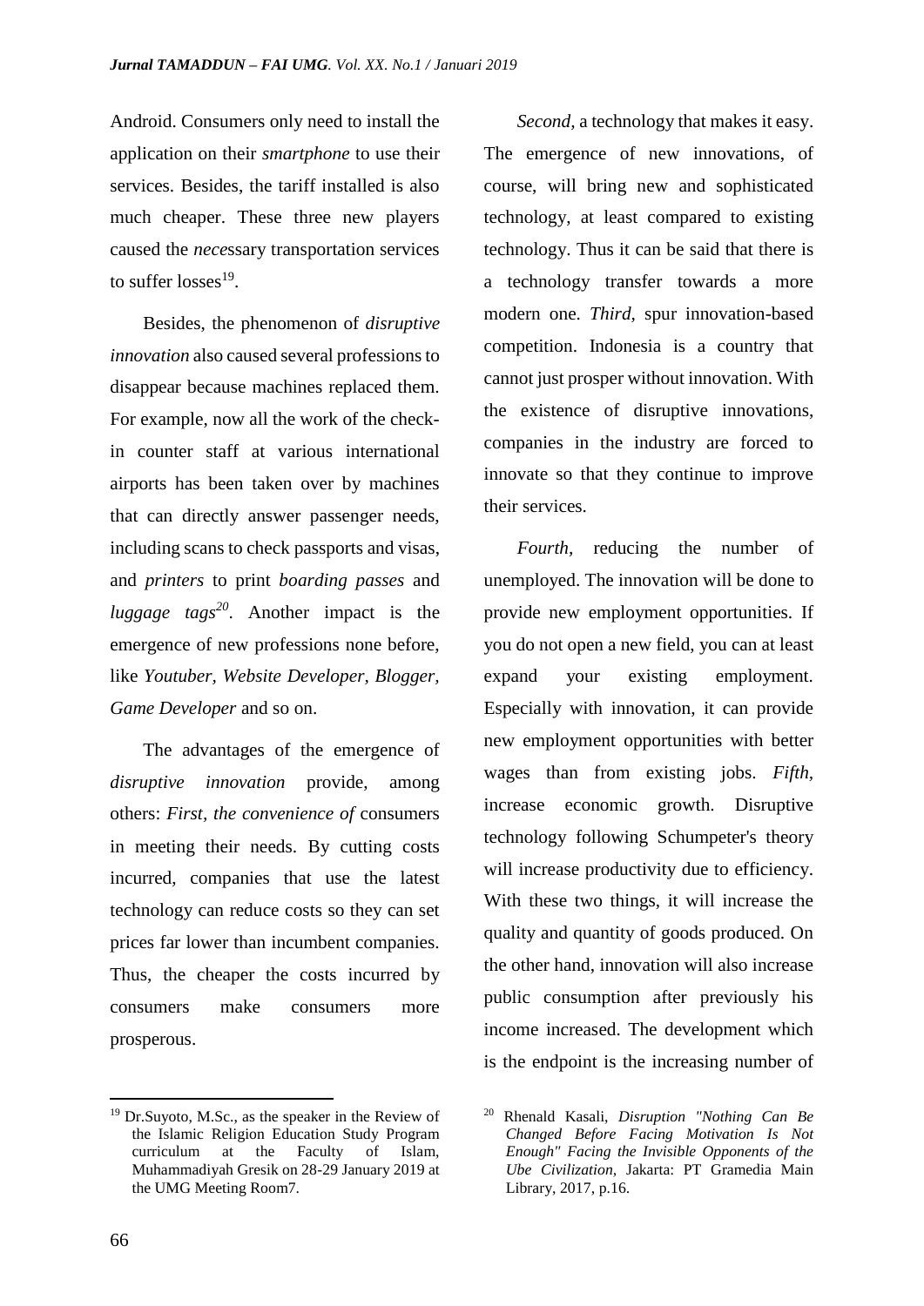Android. Consumers only need to install the application on their *smartphone* to use their services. Besides, the tariff installed is also much cheaper. These three new players caused the *nece*ssary transportation services to suffer losses[19].

Besides, the phenomenon of *disruptive innovation* also caused several professions to disappear because machines replaced them. For example, now all the work of the check-in counter staff at various international airports has been taken over by machines that can directly answer passenger needs, including scans to check passports and visas, and *printers* to print *boarding passes* and *luggage tags*[20]. Another impact is the emergence of new professions none before, like *Youtuber, Website Developer, Blogger, Game Developer* and so on.

The advantages of the emergence of *disruptive innovation* provide, among others: *First, the convenience of* consumers in meeting their needs. By cutting costs incurred, companies that use the latest technology can reduce costs so they can set prices far lower than incumbent companies. Thus, the cheaper the costs incurred by consumers make consumers more prosperous.

*Second*, a technology that makes it easy. The emergence of new innovations, of course, will bring new and sophisticated technology, at least compared to existing technology. Thus it can be said that there is a technology transfer towards a more modern one. *Third,* spur innovation-based competition. Indonesia is a country that cannot just prosper without innovation. With the existence of disruptive innovations, companies in the industry are forced to innovate so that they continue to improve their services.

*Fourth,* reducing the number of unemployed. The innovation will be done to provide new employment opportunities. If you do not open a new field, you can at least expand your existing employment. Especially with innovation, it can provide new employment opportunities with better wages than from existing jobs. *Fifth*, increase economic growth. Disruptive technology following Schumpeter's theory will increase productivity due to efficiency. With these two things, it will increase the quality and quantity of goods produced. On the other hand, innovation will also increase public consumption after previously his income increased. The development which is the endpoint is the increasing number of

---

[19] Dr.Suyoto, M.Sc., as the speaker in the Review of the Islamic Religion Education Study Program curriculum at the Faculty of Islam, Muhammadiyah Gresik on 28-29 January 2019 at the UMG Meeting Room7.

[20] Rhenald Kasali, *Disruption "Nothing Can Be Changed Before Facing Motivation Is Not Enough" Facing the Invisible Opponents of the Ube Civilization,* Jakarta: PT Gramedia Main Library, 2017, p.16.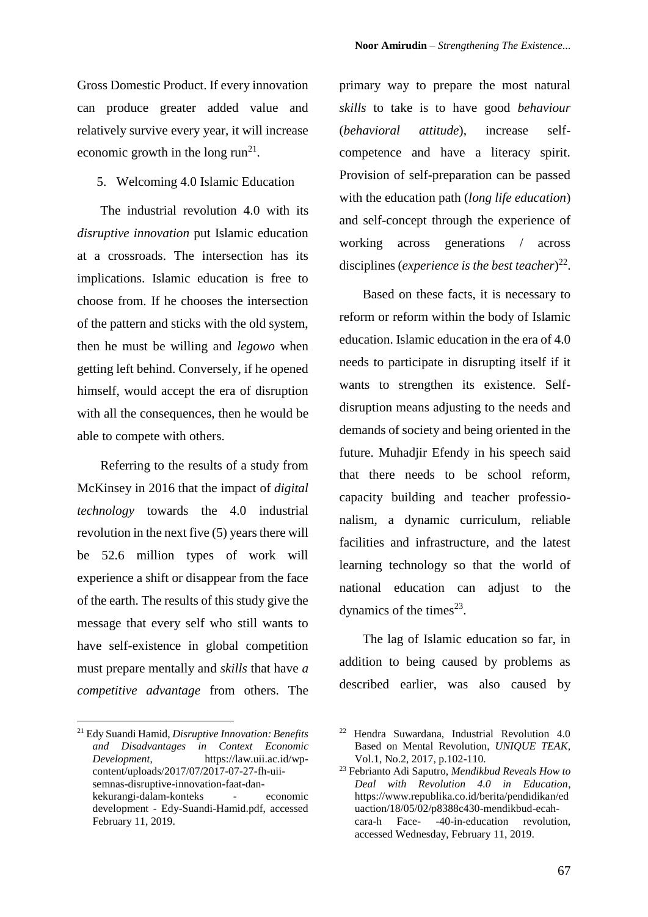Gross Domestic Product. If every innovation can produce greater added value and relatively survive every year, it will increase economic growth in the long run[21].

5. Welcoming 4.0 Islamic Education

The industrial revolution 4.0 with its *disruptive innovation* put Islamic education at a crossroads. The intersection has its implications. Islamic education is free to choose from. If he chooses the intersection of the pattern and sticks with the old system, then he must be willing and *legowo* when getting left behind. Conversely, if he opened himself, would accept the era of disruption with all the consequences, then he would be able to compete with others.

Referring to the results of a study from McKinsey in 2016 that the impact of *digital technology* towards the 4.0 industrial revolution in the next five (5) years there will be 52.6 million types of work will experience a shift or disappear from the face of the earth. The results of this study give the message that every self who still wants to have self-existence in global competition must prepare mentally and *skills* that have *a competitive advantage* from others. The primary way to prepare the most natural *skills* to take is to have good *behaviour* (*behavioral attitude*), increase self-competence and have a literacy spirit. Provision of self-preparation can be passed with the education path (*long life education*) and self-concept through the experience of working across generations / across disciplines (*experience is the best teacher*)[22].

Based on these facts, it is necessary to reform or reform within the body of Islamic education. Islamic education in the era of 4.0 needs to participate in disrupting itself if it wants to strengthen its existence. Self-disruption means adjusting to the needs and demands of society and being oriented in the future. Muhadjir Efendy in his speech said that there needs to be school reform, capacity building and teacher professionalism, a dynamic curriculum, reliable facilities and infrastructure, and the latest learning technology so that the world of national education can adjust to the dynamics of the times[23].

The lag of Islamic education so far, in addition to being caused by problems as described earlier, was also caused by

---

[21] Edy Suandi Hamid, *Disruptive Innovation: Benefits and Disadvantages in Context Economic Development*, https://law.uii.ac.id/wp-content/uploads/2017/07/2017-07-27-fh-uii-semnas-disruptive-innovation-faat-dan-kekurangi-dalam-konteks - economic development - Edy-Suandi-Hamid.pdf, accessed February 11, 2019.

[22] Hendra Suwardana, Industrial Revolution 4.0 Based on Mental Revolution, *UNIQUE TEAK*, Vol.1, No.2, 2017, p.102-110.

[23] Febrianto Adi Saputro, *Mendikbud Reveals How to Deal with Revolution 4.0 in Education*, https://www.republika.co.id/berita/pendidikan/education/18/05/02/p8388c430-mendikbud-ecah-cara-h Face- -40-in-education revolution, accessed Wednesday, February 11, 2019.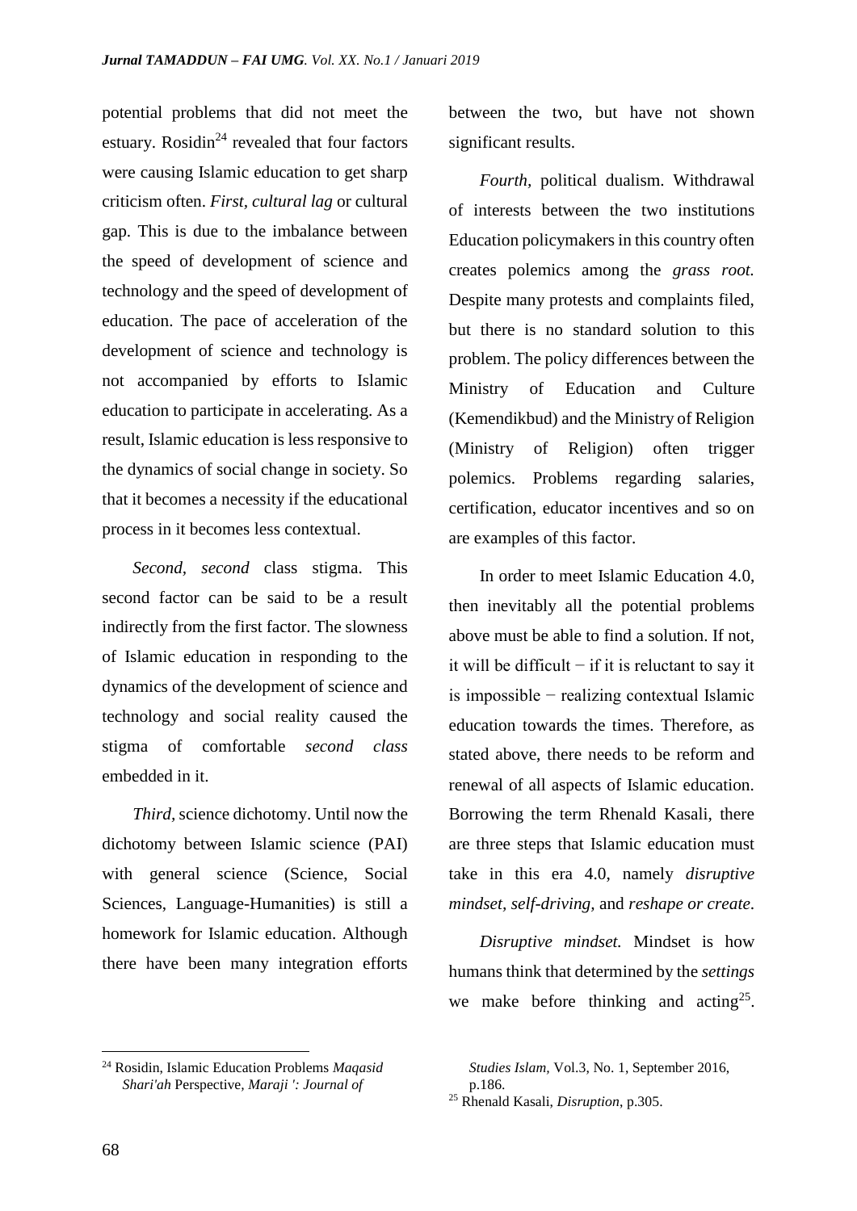potential problems that did not meet the estuary. Rosidin[24] revealed that four factors were causing Islamic education to get sharp criticism often. *First*, *cultural lag* or cultural gap. This is due to the imbalance between the speed of development of science and technology and the speed of development of education. The pace of acceleration of the development of science and technology is not accompanied by efforts to Islamic education to participate in accelerating. As a result, Islamic education is less responsive to the dynamics of social change in society. So that it becomes a necessity if the educational process in it becomes less contextual.

*Second*, *second* class stigma. This second factor can be said to be a result indirectly from the first factor. The slowness of Islamic education in responding to the dynamics of the development of science and technology and social reality caused the stigma of comfortable *second class* embedded in it.

*Third*, science dichotomy. Until now the dichotomy between Islamic science (PAI) with general science (Science, Social Sciences, Language-Humanities) is still a homework for Islamic education. Although there have been many integration efforts between the two, but have not shown significant results.

*Fourth*, political dualism. Withdrawal of interests between the two institutions Education policymakers in this country often creates polemics among the *grass root.* Despite many protests and complaints filed, but there is no standard solution to this problem. The policy differences between the Ministry of Education and Culture (Kemendikbud) and the Ministry of Religion (Ministry of Religion) often trigger polemics. Problems regarding salaries, certification, educator incentives and so on are examples of this factor.

In order to meet Islamic Education 4.0, then inevitably all the potential problems above must be able to find a solution. If not, it will be difficult − if it is reluctant to say it is impossible − realizing contextual Islamic education towards the times. Therefore, as stated above, there needs to be reform and renewal of all aspects of Islamic education. Borrowing the term Rhenald Kasali, there are three steps that Islamic education must take in this era 4.0, namely *disruptive mindset*, *self-driving,* and *reshape or create.*

*Disruptive mindset.* Mindset is how humans think that determined by the *settings* we make before thinking and acting[25].

---

[24] Rosidin, Islamic Education Problems *Maqasid Shari'ah* Perspective, *Maraji ': Journal of Studies Islam*, Vol.3, No. 1, September 2016, p.186.

[25] Rhenald Kasali, *Disruption*, p.305.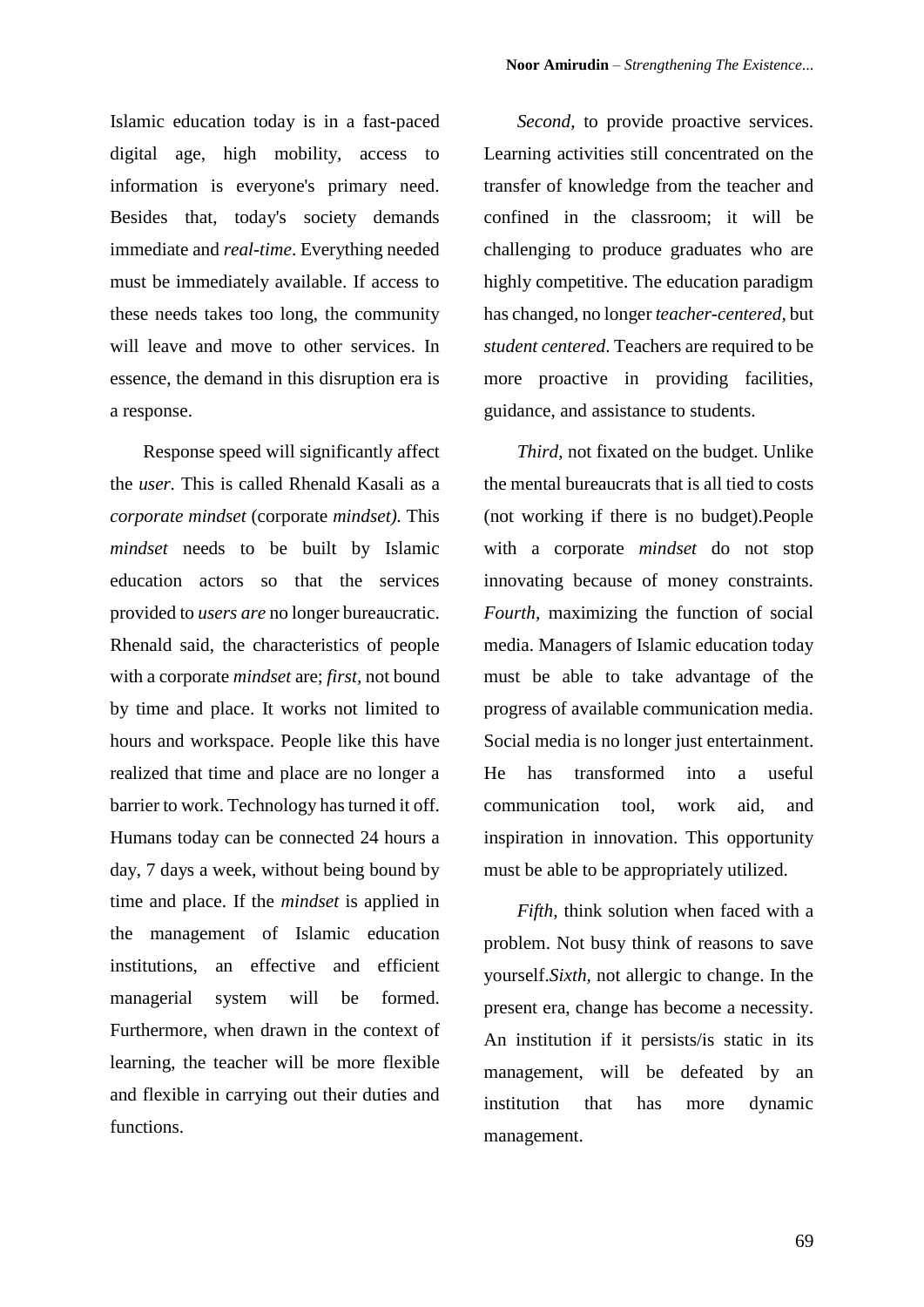Islamic education today is in a fast-paced digital age, high mobility, access to information is everyone's primary need. Besides that, today's society demands immediate and *real-time*. Everything needed must be immediately available. If access to these needs takes too long, the community will leave and move to other services. In essence, the demand in this disruption era is a response.

Response speed will significantly affect the *user.* This is called Rhenald Kasali as a *corporate mindset* (corporate *mindset).* This *mindset* needs to be built by Islamic education actors so that the services provided to *users are* no longer bureaucratic. Rhenald said, the characteristics of people with a corporate *mindset* are; *first,* not bound by time and place. It works not limited to hours and workspace. People like this have realized that time and place are no longer a barrier to work. Technology has turned it off. Humans today can be connected 24 hours a day, 7 days a week, without being bound by time and place. If the *mindset* is applied in the management of Islamic education institutions, an effective and efficient managerial system will be formed. Furthermore, when drawn in the context of learning, the teacher will be more flexible and flexible in carrying out their duties and functions.

*Second,* to provide proactive services. Learning activities still concentrated on the transfer of knowledge from the teacher and confined in the classroom; it will be challenging to produce graduates who are highly competitive. The education paradigm has changed, no longer *teacher-centered*, but *student centered*. Teachers are required to be more proactive in providing facilities, guidance, and assistance to students.

*Third,* not fixated on the budget. Unlike the mental bureaucrats that is all tied to costs (not working if there is no budget).People with a corporate *mindset* do not stop innovating because of money constraints. *Fourth,* maximizing the function of social media. Managers of Islamic education today must be able to take advantage of the progress of available communication media. Social media is no longer just entertainment. He has transformed into a useful communication tool, work aid, and inspiration in innovation. This opportunity must be able to be appropriately utilized.

*Fifth,* think solution when faced with a problem. Not busy think of reasons to save yourself.*Sixth,* not allergic to change. In the present era, change has become a necessity. An institution if it persists/is static in its management, will be defeated by an institution that has more dynamic management.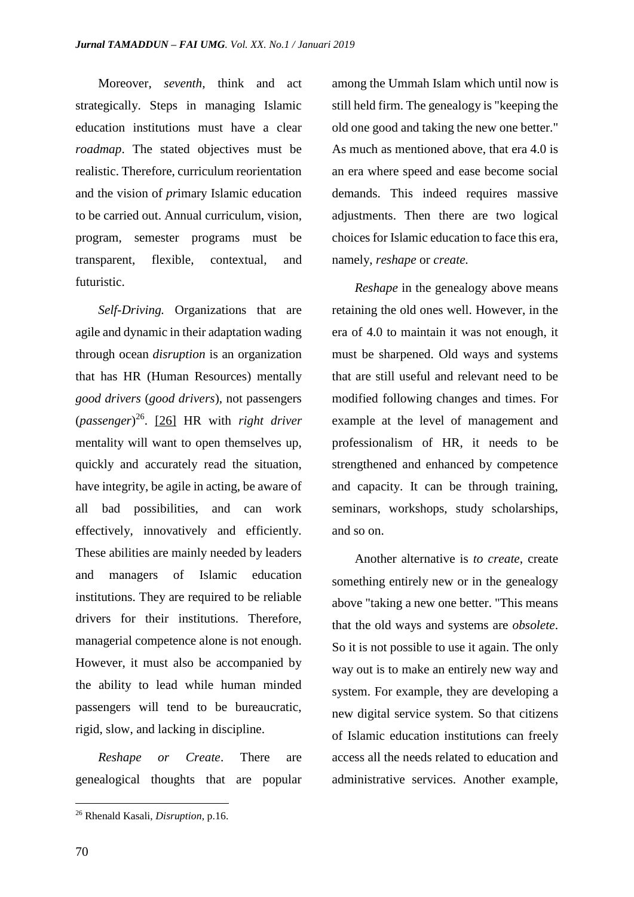Moreover, *seventh,* think and act strategically. Steps in managing Islamic education institutions must have a clear *roadmap*. The stated objectives must be realistic. Therefore, curriculum reorientation and the vision of *pr*imary Islamic education to be carried out. Annual curriculum, vision, program, semester programs must be transparent, flexible, contextual, and futuristic.

*Self-Driving.* Organizations that are agile and dynamic in their adaptation wading through ocean *disruption* is an organization that has HR (Human Resources) mentally *good drivers* (*good drivers*), not passengers (*passenger*)[26]. [26] HR with *right driver* mentality will want to open themselves up, quickly and accurately read the situation, have integrity, be agile in acting, be aware of all bad possibilities, and can work effectively, innovatively and efficiently. These abilities are mainly needed by leaders and managers of Islamic education institutions. They are required to be reliable drivers for their institutions. Therefore, managerial competence alone is not enough. However, it must also be accompanied by the ability to lead while human minded passengers will tend to be bureaucratic, rigid, slow, and lacking in discipline.

*Reshape or Create*. There are genealogical thoughts that are popular among the Ummah Islam which until now is still held firm. The genealogy is "keeping the old one good and taking the new one better." As much as mentioned above, that era 4.0 is an era where speed and ease become social demands. This indeed requires massive adjustments. Then there are two logical choices for Islamic education to face this era, namely, *reshape* or *create.*

*Reshape* in the genealogy above means retaining the old ones well. However, in the era of 4.0 to maintain it was not enough, it must be sharpened. Old ways and systems that are still useful and relevant need to be modified following changes and times. For example at the level of management and professionalism of HR, it needs to be strengthened and enhanced by competence and capacity. It can be through training, seminars, workshops, study scholarships, and so on.

Another alternative is *to create*, create something entirely new or in the genealogy above "taking a new one better. "This means that the old ways and systems are *obsolete*. So it is not possible to use it again. The only way out is to make an entirely new way and system. For example, they are developing a new digital service system. So that citizens of Islamic education institutions can freely access all the needs related to education and administrative services. Another example,

---

[26] Rhenald Kasali, *Disruption*, p.16.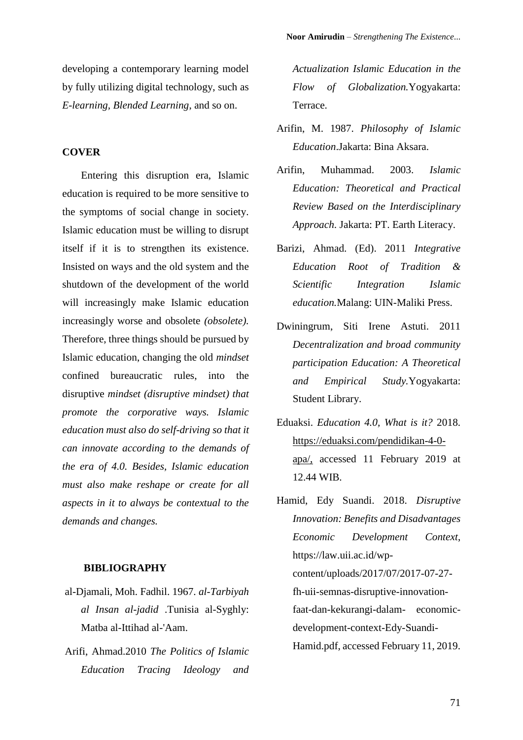developing a contemporary learning model by fully utilizing digital technology, such as *E-learning*, *Blended Learning*, and so on.

## COVER

Entering this disruption era, Islamic education is required to be more sensitive to the symptoms of social change in society. Islamic education must be willing to disrupt itself if it is to strengthen its existence. Insisted on ways and the old system and the shutdown of the development of the world will increasingly make Islamic education increasingly worse and obsolete *(obsolete).* Therefore, three things should be pursued by Islamic education, changing the old *mindset* confined bureaucratic rules, into the disruptive *mindset (disruptive mindset) that promote the corporative ways. Islamic education must also do self-driving so that it can innovate according to the demands of the era of 4.0. Besides, Islamic education must also make reshape or create for all aspects in it to always be contextual to the demands and changes.*

## BIBLIOGRAPHY

al-Djamali, Moh. Fadhil. 1967. *al-Tarbiyah al Insan al-jadid* .Tunisia al-Syghly: Matba al-Ittihad al-'Aam.

Arifi, Ahmad.2010 *The Politics of Islamic Education Tracing Ideology and Actualization Islamic Education in the Flow of Globalization.*Yogyakarta: Terrace.

Arifin, M. 1987. *Philosophy of Islamic Education*.Jakarta: Bina Aksara.

Arifin, Muhammad. 2003. *Islamic Education: Theoretical and Practical Review Based on the Interdisciplinary Approach.* Jakarta: PT. Earth Literacy.

Barizi, Ahmad. (Ed). 2011 *Integrative Education Root of Tradition & Scientific Integration Islamic education.*Malang: UIN-Maliki Press.

Dwiningrum, Siti Irene Astuti. 2011 *Decentralization and broad community participation Education: A Theoretical and Empirical Study.*Yogyakarta: Student Library.

Eduaksi. *Education 4.0, What is it?* 2018. https://eduaksi.com/pendidikan-4-0-apa/, accessed 11 February 2019 at 12.44 WIB.

Hamid, Edy Suandi. 2018. *Disruptive Innovation: Benefits and Disadvantages Economic Development Context*, https://law.uii.ac.id/wp-content/uploads/2017/07/2017-07-27-fh-uii-semnas-disruptive-innovation-faat-dan-kekurangi-dalam- economic-development-context-Edy-Suandi-Hamid.pdf, accessed February 11, 2019.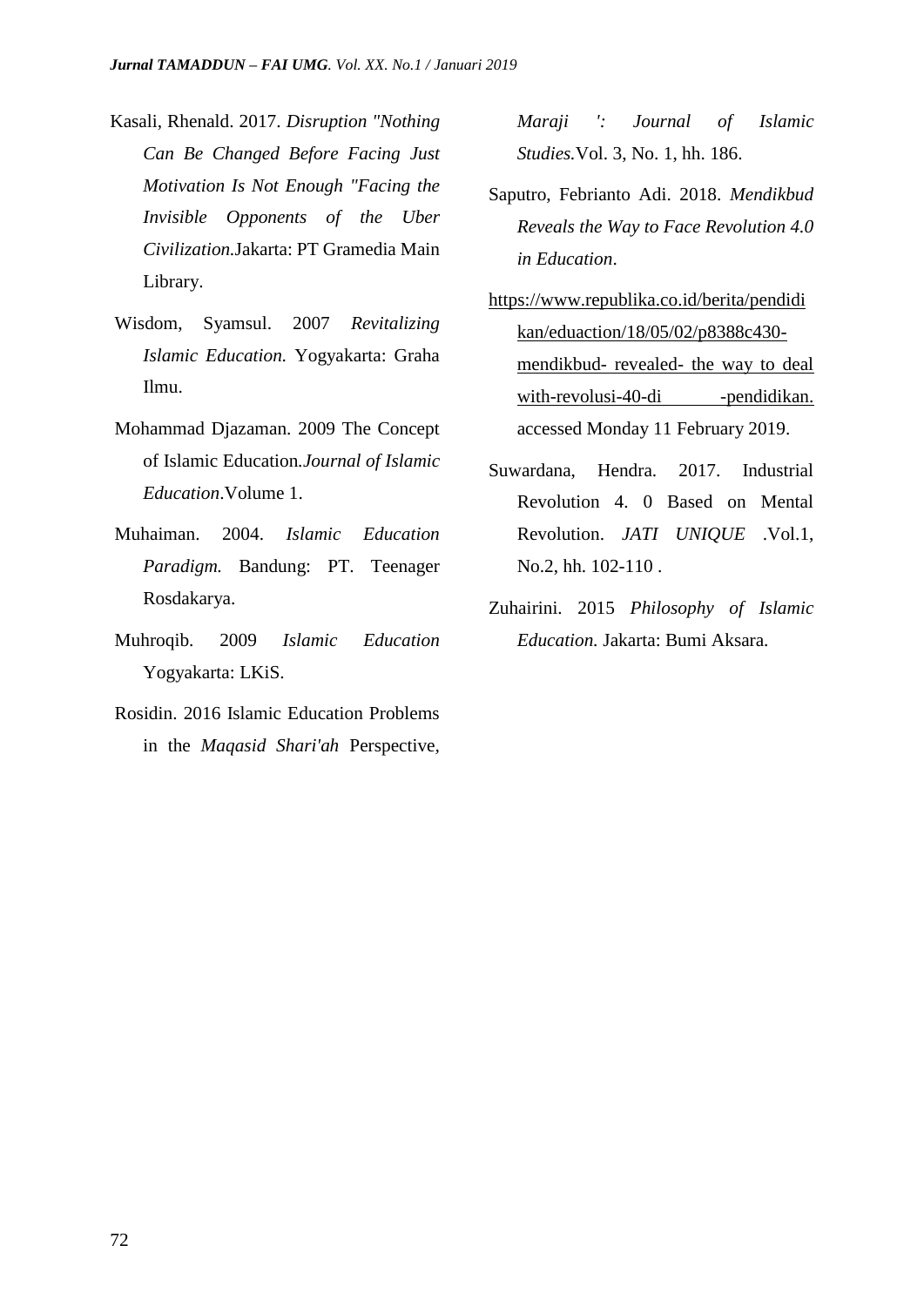Kasali, Rhenald. 2017. *Disruption "Nothing Can Be Changed Before Facing Just Motivation Is Not Enough "Facing the Invisible Opponents of the Uber Civilization.*Jakarta: PT Gramedia Main Library.

Wisdom, Syamsul. 2007 *Revitalizing Islamic Education.* Yogyakarta: Graha Ilmu.

Mohammad Djazaman. 2009 The Concept of Islamic Education*.Journal of Islamic Education*.Volume 1.

Muhaiman. 2004. *Islamic Education Paradigm.* Bandung: PT. Teenager Rosdakarya.

Muhroqib. 2009 *Islamic Education* Yogyakarta: LKiS.

Rosidin. 2016 Islamic Education Problems in the *Maqasid Shari'ah* Perspective, *Maraji ': Journal of Islamic Studies.*Vol. 3, No. 1, hh. 186.

Saputro, Febrianto Adi. 2018. *Mendikbud Reveals the Way to Face Revolution 4.0 in Education*.

https://www.republika.co.id/berita/pendidikan/eduaction/18/05/02/p8388c430-mendikbud- revealed- the way to deal with-revolusi-40-di -pendidikan. accessed Monday 11 February 2019.

Suwardana, Hendra. 2017. Industrial Revolution 4. 0 Based on Mental Revolution. *JATI UNIQUE* .Vol.1, No.2, hh. 102-110 .

Zuhairini. 2015 *Philosophy of Islamic Education.* Jakarta: Bumi Aksara.